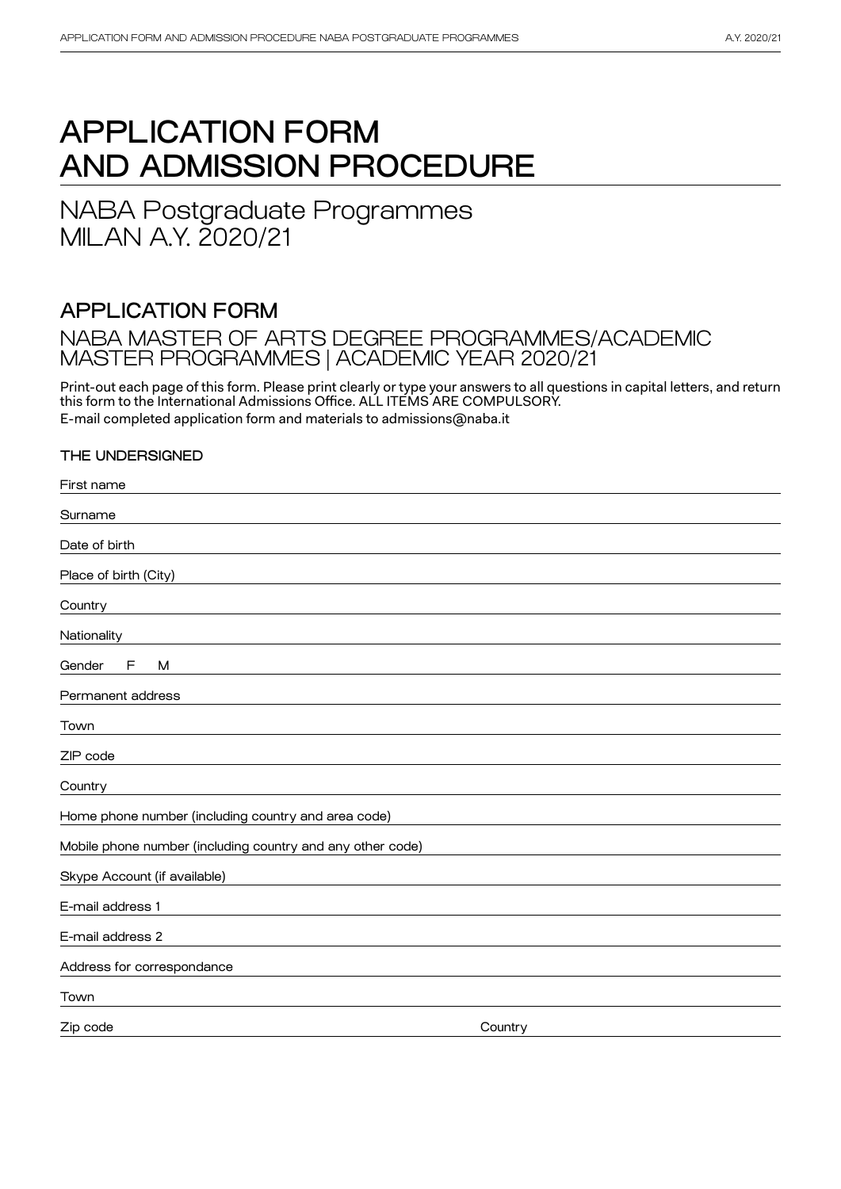# APPLICATION FORM AND ADMISSION PROCEDURE

## NABA Postgraduate Programmes MILAN A.Y. 2020/21

## APPLICATION FORM

### NABA MASTER OF ARTS DEGREE PROGRAMMES/ACADEMIC MASTER PROGRAMMES | ACADEMIC YEAR 2020/21

Print-out each page of this form. Please print clearly or type your answers to all questions in capital letters, and return this form to the International Admissions Office. ALL ITEMS ARE COMPULSORY.
E-mail completed application form and materials to admissions@naba.it

**THE UNDERSIGNED**

First name ______________________________

Surname ______________________________

Date of birth ______________________________

Place of birth (City) ______________________________

Country ______________________________

Nationality ______________________________

Gender F M ______________________________

Permanent address ______________________________

Town ______________________________

ZIP code ______________________________

Country ______________________________

Home phone number (including country and area code) ______________________________

Mobile phone number (including country and any other code) ______________________________

Skype Account (if available) ______________________________

E-mail address 1 ______________________________

E-mail address 2 ______________________________

Address for correspondance ______________________________

Town ______________________________

Zip code ______________________________ Country ______________________________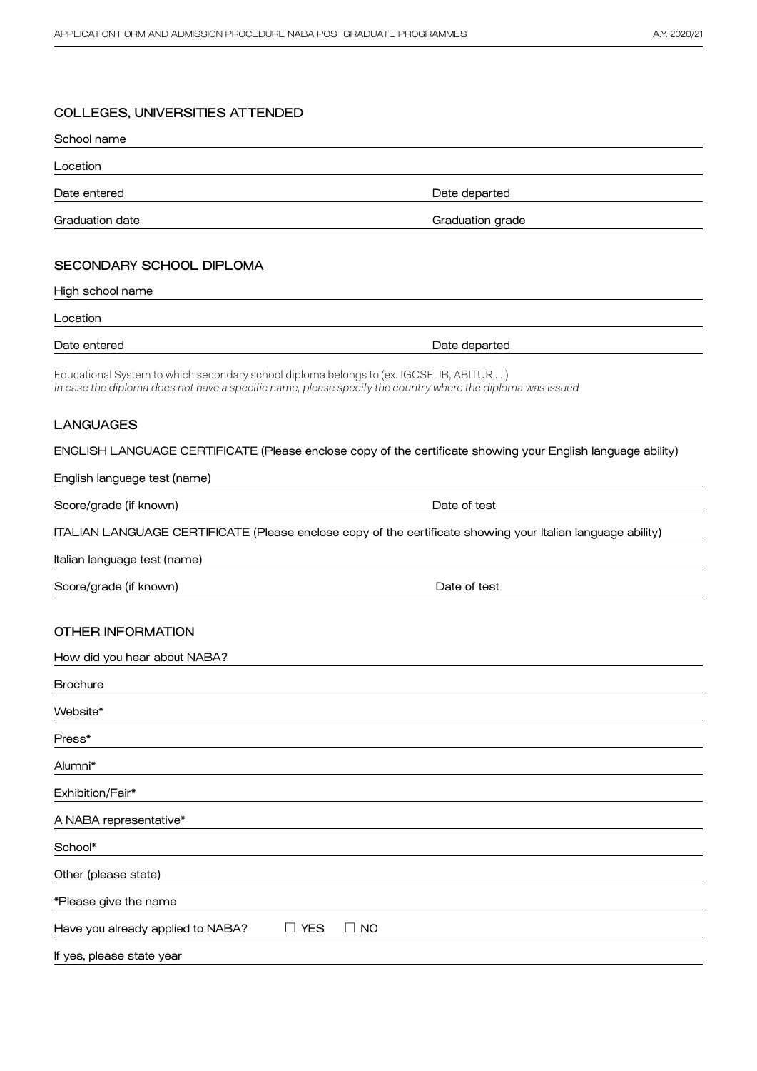## COLLEGES, UNIVERSITIES ATTENDED

School name

Location

Date entered | Date departed

Graduation date | Graduation grade

## SECONDARY SCHOOL DIPLOMA

High school name

Location

Date entered | Date departed

Educational System to which secondary school diploma belongs to (ex. IGCSE, IB, ABITUR,... )
*In case the diploma does not have a specific name, please specify the country where the diploma was issued*

## LANGUAGES

ENGLISH LANGUAGE CERTIFICATE (Please enclose copy of the certificate showing your English language ability)

English language test (name)

Score/grade (if known) | Date of test

ITALIAN LANGUAGE CERTIFICATE (Please enclose copy of the certificate showing your Italian language ability)

Italian language test (name)

Score/grade (if known) | Date of test

## OTHER INFORMATION

How did you hear about NABA?

Brochure

Website*

Press*

Alumni*

Exhibition/Fair*

A NABA representative*

School*

Other (please state)

*Please give the name

Have you already applied to NABA? ☐ YES ☐ NO

If yes, please state year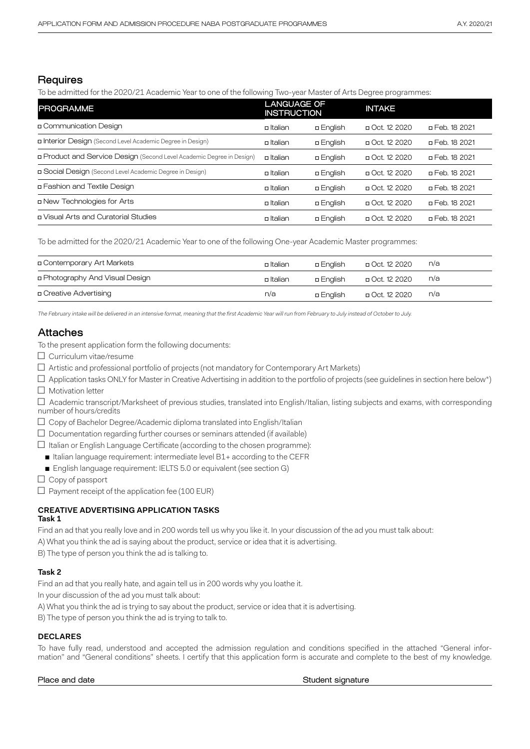## Requires

To be admitted for the 2020/21 Academic Year to one of the following Two-year Master of Arts Degree programmes:

| PROGRAMME | LANGUAGE OF INSTRUCTION | | INTAKE | |
|---|---|---|---|---|
| ◻ Communication Design | ◻ Italian | ◻ English | ◻ Oct. 12 2020 | ◻ Feb. 18 2021 |
| ◻ Interior Design (Second Level Academic Degree in Design) | ◻ Italian | ◻ English | ◻ Oct. 12 2020 | ◻ Feb. 18 2021 |
| ◻ Product and Service Design (Second Level Academic Degree in Design) | ◻ Italian | ◻ English | ◻ Oct. 12 2020 | ◻ Feb. 18 2021 |
| ◻ Social Design (Second Level Academic Degree in Design) | ◻ Italian | ◻ English | ◻ Oct. 12 2020 | ◻ Feb. 18 2021 |
| ◻ Fashion and Textile Design | ◻ Italian | ◻ English | ◻ Oct. 12 2020 | ◻ Feb. 18 2021 |
| ◻ New Technologies for Arts | ◻ Italian | ◻ English | ◻ Oct. 12 2020 | ◻ Feb. 18 2021 |
| ◻ Visual Arts and Curatorial Studies | ◻ Italian | ◻ English | ◻ Oct. 12 2020 | ◻ Feb. 18 2021 |

To be admitted for the 2020/21 Academic Year to one of the following One-year Academic Master programmes:

| | | | | |
|---|---|---|---|---|
| ◻ Contemporary Art Markets | ◻ Italian | ◻ English | ◻ Oct. 12 2020 | n/a |
| ◻ Photography And Visual Design | ◻ Italian | ◻ English | ◻ Oct. 12 2020 | n/a |
| ◻ Creative Advertising | n/a | ◻ English | ◻ Oct. 12 2020 | n/a |

*The February intake will be delivered in an intensive format, meaning that the first Academic Year will run from February to July instead of October to July.*

## Attaches

To the present application form the following documents:

- ☐ Curriculum vitae/resume
- ☐ Artistic and professional portfolio of projects (not mandatory for Contemporary Art Markets)
- ☐ Application tasks ONLY for Master in Creative Advertising in addition to the portfolio of projects (see guidelines in section here below*)
- ☐ Motivation letter
- ☐ Academic transcript/Marksheet of previous studies, translated into English/Italian, listing subjects and exams, with corresponding number of hours/credits
- ☐ Copy of Bachelor Degree/Academic diploma translated into English/Italian
- ☐ Documentation regarding further courses or seminars attended (if available)
- ☐ Italian or English Language Certificate (according to the chosen programme):
  - Italian language requirement: intermediate level B1+ according to the CEFR
  - English language requirement: IELTS 5.0 or equivalent (see section G)
- ☐ Copy of passport
- ☐ Payment receipt of the application fee (100 EUR)

### CREATIVE ADVERTISING APPLICATION TASKS

**Task 1**

Find an ad that you really love and in 200 words tell us why you like it. In your discussion of the ad you must talk about:

A) What you think the ad is saying about the product, service or idea that it is advertising.

B) The type of person you think the ad is talking to.

**Task 2**

Find an ad that you really hate, and again tell us in 200 words why you loathe it.

In your discussion of the ad you must talk about:

A) What you think the ad is trying to say about the product, service or idea that it is advertising.

B) The type of person you think the ad is trying to talk to.

### DECLARES

To have fully read, understood and accepted the admission regulation and conditions specified in the attached "General information" and "General conditions" sheets. I certify that this application form is accurate and complete to the best of my knowledge.

Place and date                                        Student signature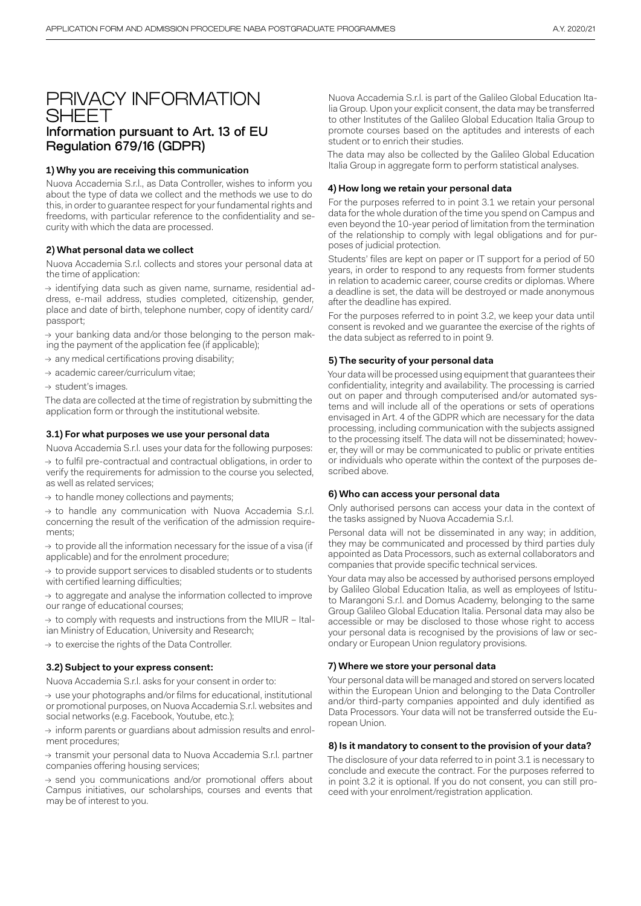# PRIVACY INFORMATION SHEET

## Information pursuant to Art. 13 of EU Regulation 679/16 (GDPR)

### 1) Why you are receiving this communication

Nuova Accademia S.r.l., as Data Controller, wishes to inform you about the type of data we collect and the methods we use to do this, in order to guarantee respect for your fundamental rights and freedoms, with particular reference to the confidentiality and security with which the data are processed.

### 2) What personal data we collect

Nuova Accademia S.r.l. collects and stores your personal data at the time of application:

→ identifying data such as given name, surname, residential address, e-mail address, studies completed, citizenship, gender, place and date of birth, telephone number, copy of identity card/passport;

→ your banking data and/or those belonging to the person making the payment of the application fee (if applicable);

→ any medical certifications proving disability;

→ academic career/curriculum vitae;

→ student's images.

The data are collected at the time of registration by submitting the application form or through the institutional website.

### 3.1) For what purposes we use your personal data

Nuova Accademia S.r.l. uses your data for the following purposes:

→ to fulfil pre-contractual and contractual obligations, in order to verify the requirements for admission to the course you selected, as well as related services;

→ to handle money collections and payments;

→ to handle any communication with Nuova Accademia S.r.l. concerning the result of the verification of the admission requirements;

→ to provide all the information necessary for the issue of a visa (if applicable) and for the enrolment procedure;

→ to provide support services to disabled students or to students with certified learning difficulties;

→ to aggregate and analyse the information collected to improve our range of educational courses;

→ to comply with requests and instructions from the MIUR – Italian Ministry of Education, University and Research;

→ to exercise the rights of the Data Controller.

### 3.2) Subject to your express consent:

Nuova Accademia S.r.l. asks for your consent in order to:

→ use your photographs and/or films for educational, institutional or promotional purposes, on Nuova Accademia S.r.l. websites and social networks (e.g. Facebook, Youtube, etc.);

→ inform parents or guardians about admission results and enrolment procedures;

→ transmit your personal data to Nuova Accademia S.r.l. partner companies offering housing services;

→ send you communications and/or promotional offers about Campus initiatives, our scholarships, courses and events that may be of interest to you.

Nuova Accademia S.r.l. is part of the Galileo Global Education Italia Group. Upon your explicit consent, the data may be transferred to other Institutes of the Galileo Global Education Italia Group to promote courses based on the aptitudes and interests of each student or to enrich their studies.

The data may also be collected by the Galileo Global Education Italia Group in aggregate form to perform statistical analyses.

### 4) How long we retain your personal data

For the purposes referred to in point 3.1 we retain your personal data for the whole duration of the time you spend on Campus and even beyond the 10-year period of limitation from the termination of the relationship to comply with legal obligations and for purposes of judicial protection.

Students' files are kept on paper or IT support for a period of 50 years, in order to respond to any requests from former students in relation to academic career, course credits or diplomas. Where a deadline is set, the data will be destroyed or made anonymous after the deadline has expired.

For the purposes referred to in point 3.2, we keep your data until consent is revoked and we guarantee the exercise of the rights of the data subject as referred to in point 9.

### 5) The security of your personal data

Your data will be processed using equipment that guarantees their confidentiality, integrity and availability. The processing is carried out on paper and through computerised and/or automated systems and will include all of the operations or sets of operations envisaged in Art. 4 of the GDPR which are necessary for the data processing, including communication with the subjects assigned to the processing itself. The data will not be disseminated; however, they will or may be communicated to public or private entities or individuals who operate within the context of the purposes described above.

### 6) Who can access your personal data

Only authorised persons can access your data in the context of the tasks assigned by Nuova Accademia S.r.l.

Personal data will not be disseminated in any way; in addition, they may be communicated and processed by third parties duly appointed as Data Processors, such as external collaborators and companies that provide specific technical services.

Your data may also be accessed by authorised persons employed by Galileo Global Education Italia, as well as employees of Istituto Marangoni S.r.l. and Domus Academy, belonging to the same Group Galileo Global Education Italia. Personal data may also be accessible or may be disclosed to those whose right to access your personal data is recognised by the provisions of law or secondary or European Union regulatory provisions.

### 7) Where we store your personal data

Your personal data will be managed and stored on servers located within the European Union and belonging to the Data Controller and/or third-party companies appointed and duly identified as Data Processors. Your data will not be transferred outside the European Union.

### 8) Is it mandatory to consent to the provision of your data?

The disclosure of your data referred to in point 3.1 is necessary to conclude and execute the contract. For the purposes referred to in point 3.2 it is optional. If you do not consent, you can still proceed with your enrolment/registration application.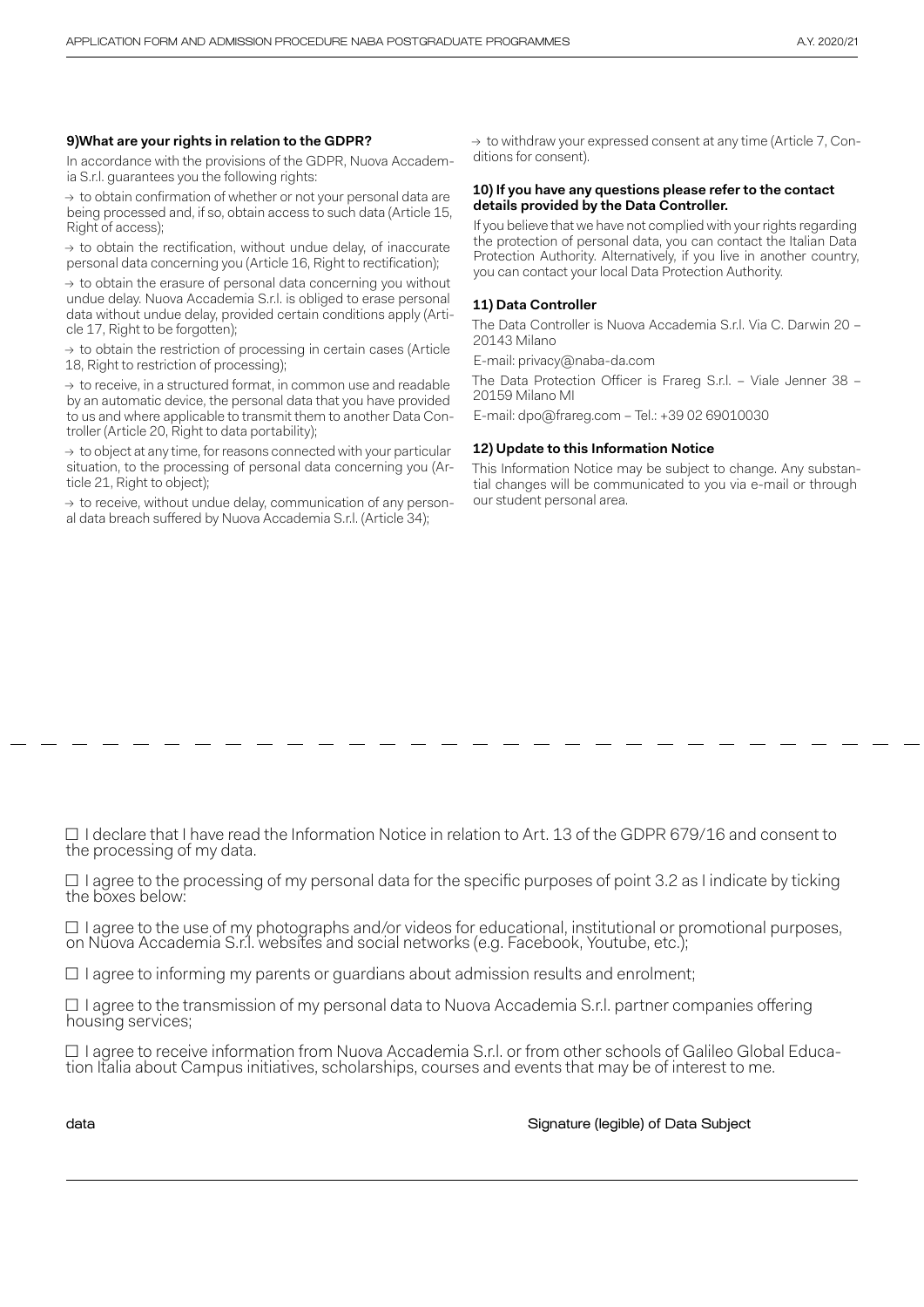### 9) What are your rights in relation to the GDPR?

In accordance with the provisions of the GDPR, Nuova Accademia S.r.l. guarantees you the following rights:

→ to obtain confirmation of whether or not your personal data are being processed and, if so, obtain access to such data (Article 15, Right of access);

→ to obtain the rectification, without undue delay, of inaccurate personal data concerning you (Article 16, Right to rectification);

→ to obtain the erasure of personal data concerning you without undue delay. Nuova Accademia S.r.l. is obliged to erase personal data without undue delay, provided certain conditions apply (Article 17, Right to be forgotten);

→ to obtain the restriction of processing in certain cases (Article 18, Right to restriction of processing);

→ to receive, in a structured format, in common use and readable by an automatic device, the personal data that you have provided to us and where applicable to transmit them to another Data Controller (Article 20, Right to data portability);

→ to object at any time, for reasons connected with your particular situation, to the processing of personal data concerning you (Article 21, Right to object);

→ to receive, without undue delay, communication of any personal data breach suffered by Nuova Accademia S.r.l. (Article 34);

→ to withdraw your expressed consent at any time (Article 7, Conditions for consent).

### 10) If you have any questions please refer to the contact details provided by the Data Controller.

If you believe that we have not complied with your rights regarding the protection of personal data, you can contact the Italian Data Protection Authority. Alternatively, if you live in another country, you can contact your local Data Protection Authority.

### 11) Data Controller

The Data Controller is Nuova Accademia S.r.l. Via C. Darwin 20 – 20143 Milano

E-mail: privacy@naba-da.com

The Data Protection Officer is Frareg S.r.l. – Viale Jenner 38 – 20159 Milano MI

E-mail: dpo@frareg.com – Tel.: +39 02 69010030

### 12) Update to this Information Notice

This Information Notice may be subject to change. Any substantial changes will be communicated to you via e-mail or through our student personal area.

---

☐ I declare that I have read the Information Notice in relation to Art. 13 of the GDPR 679/16 and consent to the processing of my data.

☐ I agree to the processing of my personal data for the specific purposes of point 3.2 as I indicate by ticking the boxes below:

☐ I agree to the use of my photographs and/or videos for educational, institutional or promotional purposes, on Nuova Accademia S.r.l. websites and social networks (e.g. Facebook, Youtube, etc.);

☐ I agree to informing my parents or guardians about admission results and enrolment;

☐ I agree to the transmission of my personal data to Nuova Accademia S.r.l. partner companies offering housing services;

☐ I agree to receive information from Nuova Accademia S.r.l. or from other schools of Galileo Global Education Italia about Campus initiatives, scholarships, courses and events that may be of interest to me.

data　　　　　　　　　　　　　　　　　　　　　　Signature (legible) of Data Subject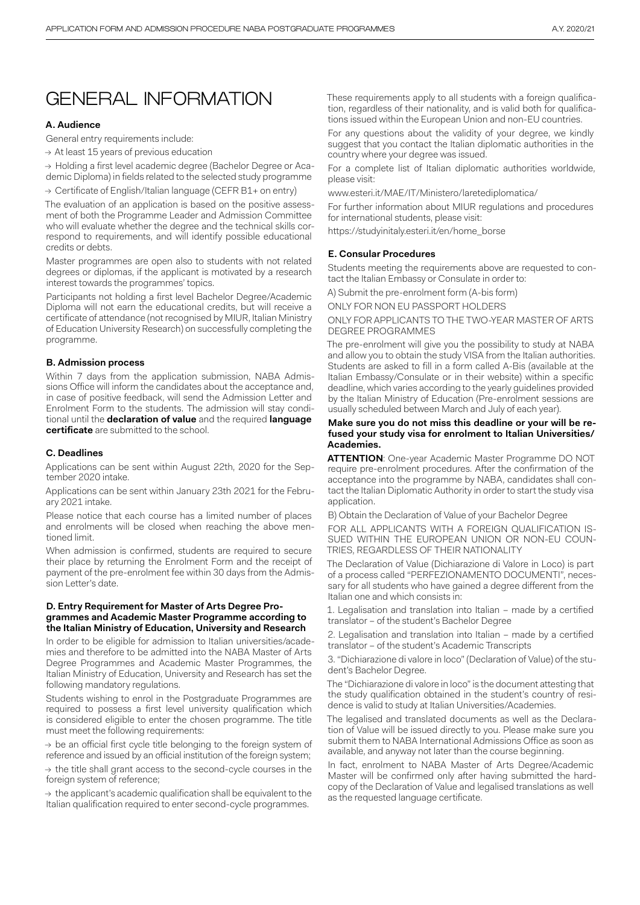# GENERAL INFORMATION

### A. Audience

General entry requirements include:

→ At least 15 years of previous education

→ Holding a first level academic degree (Bachelor Degree or Academic Diploma) in fields related to the selected study programme

→ Certificate of English/Italian language (CEFR B1+ on entry)

The evaluation of an application is based on the positive assessment of both the Programme Leader and Admission Committee who will evaluate whether the degree and the technical skills correspond to requirements, and will identify possible educational credits or debts.

Master programmes are open also to students with not related degrees or diplomas, if the applicant is motivated by a research interest towards the programmes' topics.

Participants not holding a first level Bachelor Degree/Academic Diploma will not earn the educational credits, but will receive a certificate of attendance (not recognised by MIUR, Italian Ministry of Education University Research) on successfully completing the programme.

### B. Admission process

Within 7 days from the application submission, NABA Admissions Office will inform the candidates about the acceptance and, in case of positive feedback, will send the Admission Letter and Enrolment Form to the students. The admission will stay conditional until the **declaration of value** and the required **language certificate** are submitted to the school.

### C. Deadlines

Applications can be sent within August 22th, 2020 for the September 2020 intake.

Applications can be sent within January 23th 2021 for the February 2021 intake.

Please notice that each course has a limited number of places and enrolments will be closed when reaching the above mentioned limit.

When admission is confirmed, students are required to secure their place by returning the Enrolment Form and the receipt of payment of the pre-enrolment fee within 30 days from the Admission Letter's date.

### D. Entry Requirement for Master of Arts Degree Programmes and Academic Master Programme according to the Italian Ministry of Education, University and Research

In order to be eligible for admission to Italian universities/academies and therefore to be admitted into the NABA Master of Arts Degree Programmes and Academic Master Programmes, the Italian Ministry of Education, University and Research has set the following mandatory regulations.

Students wishing to enrol in the Postgraduate Programmes are required to possess a first level university qualification which is considered eligible to enter the chosen programme. The title must meet the following requirements:

→ be an official first cycle title belonging to the foreign system of reference and issued by an official institution of the foreign system;

→ the title shall grant access to the second-cycle courses in the foreign system of reference;

→ the applicant's academic qualification shall be equivalent to the Italian qualification required to enter second-cycle programmes.

These requirements apply to all students with a foreign qualification, regardless of their nationality, and is valid both for qualifications issued within the European Union and non-EU countries.

For any questions about the validity of your degree, we kindly suggest that you contact the Italian diplomatic authorities in the country where your degree was issued.

For a complete list of Italian diplomatic authorities worldwide, please visit:

www.esteri.it/MAE/IT/Ministero/laretediplomatica/

For further information about MIUR regulations and procedures for international students, please visit:

https://studyinitaly.esteri.it/en/home_borse

### E. Consular Procedures

Students meeting the requirements above are requested to contact the Italian Embassy or Consulate in order to:

A) Submit the pre-enrolment form (A-bis form)

ONLY FOR NON EU PASSPORT HOLDERS

ONLY FOR APPLICANTS TO THE TWO-YEAR MASTER OF ARTS DEGREE PROGRAMMES

The pre-enrolment will give you the possibility to study at NABA and allow you to obtain the study VISA from the Italian authorities. Students are asked to fill in a form called A-Bis (available at the Italian Embassy/Consulate or in their website) within a specific deadline, which varies according to the yearly guidelines provided by the Italian Ministry of Education (Pre-enrolment sessions are usually scheduled between March and July of each year).

**Make sure you do not miss this deadline or your will be refused your study visa for enrolment to Italian Universities/ Academies.**

**ATTENTION**: One-year Academic Master Programme DO NOT require pre-enrolment procedures. After the confirmation of the acceptance into the programme by NABA, candidates shall contact the Italian Diplomatic Authority in order to start the study visa application.

B) Obtain the Declaration of Value of your Bachelor Degree

FOR ALL APPLICANTS WITH A FOREIGN QUALIFICATION ISSUED WITHIN THE EUROPEAN UNION OR NON-EU COUNTRIES, REGARDLESS OF THEIR NATIONALITY

The Declaration of Value (Dichiarazione di Valore in Loco) is part of a process called "PERFEZIONAMENTO DOCUMENTI", necessary for all students who have gained a degree different from the Italian one and which consists in:

1. Legalisation and translation into Italian – made by a certified translator – of the student's Bachelor Degree

2. Legalisation and translation into Italian – made by a certified translator – of the student's Academic Transcripts

3. "Dichiarazione di valore in loco" (Declaration of Value) of the student's Bachelor Degree.

The "Dichiarazione di valore in loco" is the document attesting that the study qualification obtained in the student's country of residence is valid to study at Italian Universities/Academies.

The legalised and translated documents as well as the Declaration of Value will be issued directly to you. Please make sure you submit them to NABA International Admissions Office as soon as available, and anyway not later than the course beginning.

In fact, enrolment to NABA Master of Arts Degree/Academic Master will be confirmed only after having submitted the hardcopy of the Declaration of Value and legalised translations as well as the requested language certificate.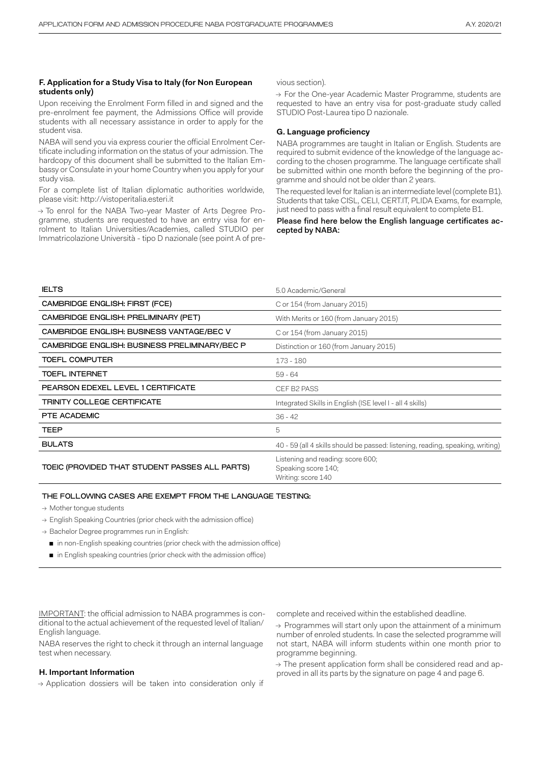### F. Application for a Study Visa to Italy (for Non European students only)

Upon receiving the Enrolment Form filled in and signed and the pre-enrolment fee payment, the Admissions Office will provide students with all necessary assistance in order to apply for the student visa.

NABA will send you via express courier the official Enrolment Certificate including information on the status of your admission. The hardcopy of this document shall be submitted to the Italian Embassy or Consulate in your home Country when you apply for your study visa.

For a complete list of Italian diplomatic authorities worldwide, please visit: http://vistoperitalia.esteri.it

→ To enrol for the NABA Two-year Master of Arts Degree Programme, students are requested to have an entry visa for enrolment to Italian Universities/Academies, called STUDIO per Immatricolazione Università - tipo D nazionale (see point A of previous section).

→ For the One-year Academic Master Programme, students are requested to have an entry visa for post-graduate study called STUDIO Post-Laurea tipo D nazionale.

### G. Language proficiency

NABA programmes are taught in Italian or English. Students are required to submit evidence of the knowledge of the language according to the chosen programme. The language certificate shall be submitted within one month before the beginning of the programme and should not be older than 2 years.

The requested level for Italian is an intermediate level (complete B1). Students that take CISL, CELI, CERT.IT, PLIDA Exams, for example, just need to pass with a final result equivalent to complete B1.

**Please find here below the English language certificates accepted by NABA:**

| Certificate | Requirement |
|---|---|
| IELTS | 5.0 Academic/General |
| CAMBRIDGE ENGLISH: FIRST (FCE) | C or 154 (from January 2015) |
| CAMBRIDGE ENGLISH: PRELIMINARY (PET) | With Merits or 160 (from January 2015) |
| CAMBRIDGE ENGLISH: BUSINESS VANTAGE/BEC V | C or 154 (from January 2015) |
| CAMBRIDGE ENGLISH: BUSINESS PRELIMINARY/BEC P | Distinction or 160 (from January 2015) |
| TOEFL COMPUTER | 173 - 180 |
| TOEFL INTERNET | 59 - 64 |
| PEARSON EDEXEL LEVEL 1 CERTIFICATE | CEF B2 PASS |
| TRINITY COLLEGE CERTIFICATE | Integrated Skills in English (ISE level I - all 4 skills) |
| PTE ACADEMIC | 36 - 42 |
| TEEP | 5 |
| BULATS | 40 - 59 (all 4 skills should be passed: listening, reading, speaking, writing) |
| TOEIC (PROVIDED THAT STUDENT PASSES ALL PARTS) | Listening and reading: score 600; Speaking score 140; Writing: score 140 |

**THE FOLLOWING CASES ARE EXEMPT FROM THE LANGUAGE TESTING:**

- → Mother tongue students
- → English Speaking Countries (prior check with the admission office)
- → Bachelor Degree programmes run in English:
  - in non-English speaking countries (prior check with the admission office)
  - in English speaking countries (prior check with the admission office)

IMPORTANT: the official admission to NABA programmes is conditional to the actual achievement of the requested level of Italian/English language.

NABA reserves the right to check it through an internal language test when necessary.

### H. Important Information

→ Application dossiers will be taken into consideration only if complete and received within the established deadline.

→ Programmes will start only upon the attainment of a minimum number of enroled students. In case the selected programme will not start, NABA will inform students within one month prior to programme beginning.

→ The present application form shall be considered read and approved in all its parts by the signature on page 4 and page 6.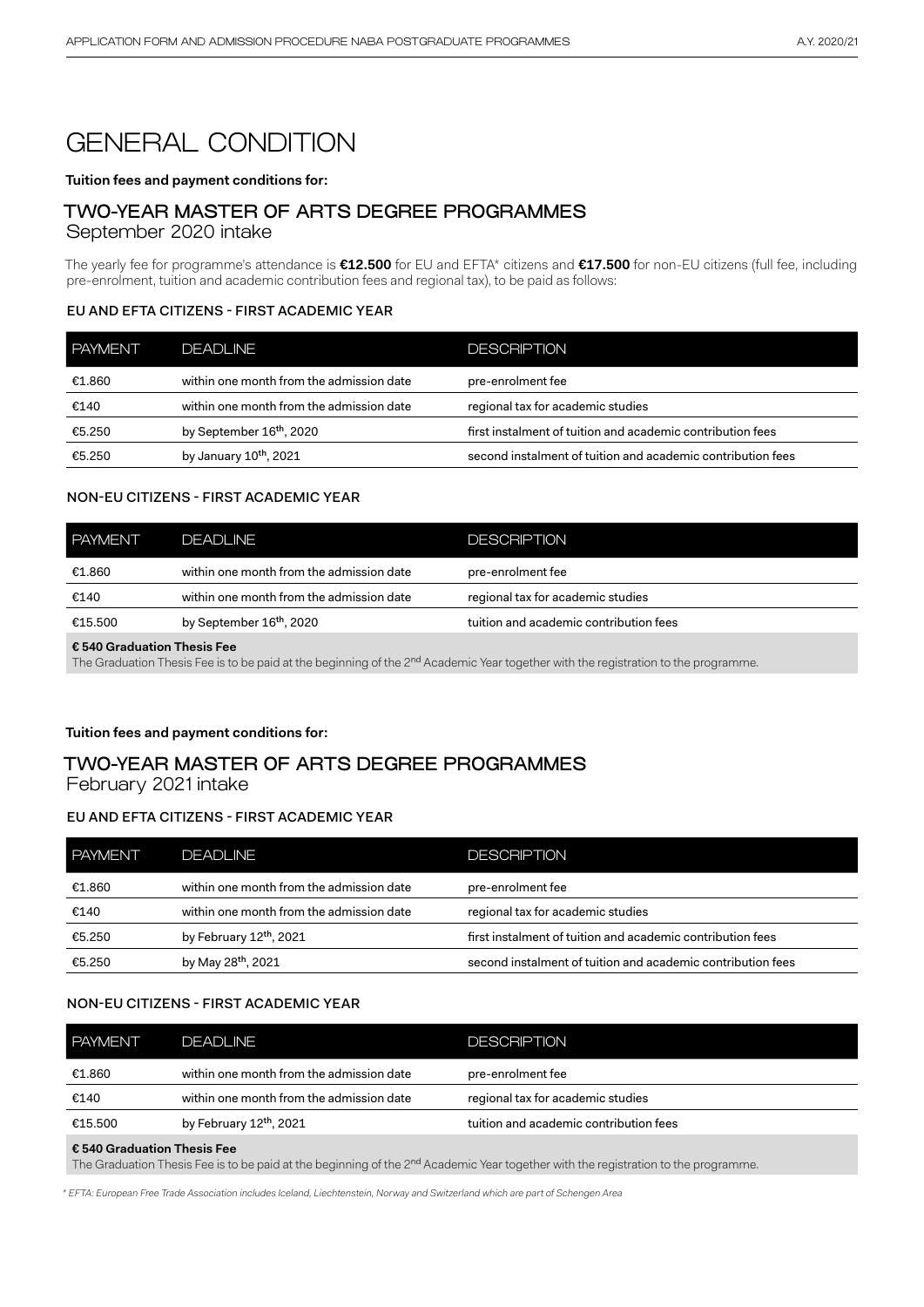# GENERAL CONDITION

**Tuition fees and payment conditions for:**

## TWO-YEAR MASTER OF ARTS DEGREE PROGRAMMES
September 2020 intake

The yearly fee for programme's attendance is **€12.500** for EU and EFTA* citizens and **€17.500** for non-EU citizens (full fee, including pre-enrolment, tuition and academic contribution fees and regional tax), to be paid as follows:

### EU AND EFTA CITIZENS - FIRST ACADEMIC YEAR

| PAYMENT | DEADLINE | DESCRIPTION |
|---|---|---|
| €1.860 | within one month from the admission date | pre-enrolment fee |
| €140 | within one month from the admission date | regional tax for academic studies |
| €5.250 | by September 16th, 2020 | first instalment of tuition and academic contribution fees |
| €5.250 | by January 10th, 2021 | second instalment of tuition and academic contribution fees |

### NON-EU CITIZENS - FIRST ACADEMIC YEAR

| PAYMENT | DEADLINE | DESCRIPTION |
|---|---|---|
| €1.860 | within one month from the admission date | pre-enrolment fee |
| €140 | within one month from the admission date | regional tax for academic studies |
| €15.500 | by September 16th, 2020 | tuition and academic contribution fees |

**€ 540 Graduation Thesis Fee**
The Graduation Thesis Fee is to be paid at the beginning of the 2nd Academic Year together with the registration to the programme.

**Tuition fees and payment conditions for:**

## TWO-YEAR MASTER OF ARTS DEGREE PROGRAMMES
February 2021 intake

### EU AND EFTA CITIZENS - FIRST ACADEMIC YEAR

| PAYMENT | DEADLINE | DESCRIPTION |
|---|---|---|
| €1.860 | within one month from the admission date | pre-enrolment fee |
| €140 | within one month from the admission date | regional tax for academic studies |
| €5.250 | by February 12th, 2021 | first instalment of tuition and academic contribution fees |
| €5.250 | by May 28th, 2021 | second instalment of tuition and academic contribution fees |

### NON-EU CITIZENS - FIRST ACADEMIC YEAR

| PAYMENT | DEADLINE | DESCRIPTION |
|---|---|---|
| €1.860 | within one month from the admission date | pre-enrolment fee |
| €140 | within one month from the admission date | regional tax for academic studies |
| €15.500 | by February 12th, 2021 | tuition and academic contribution fees |

**€ 540 Graduation Thesis Fee**
The Graduation Thesis Fee is to be paid at the beginning of the 2nd Academic Year together with the registration to the programme.

*\* EFTA: European Free Trade Association includes Iceland, Liechtenstein, Norway and Switzerland which are part of Schengen Area*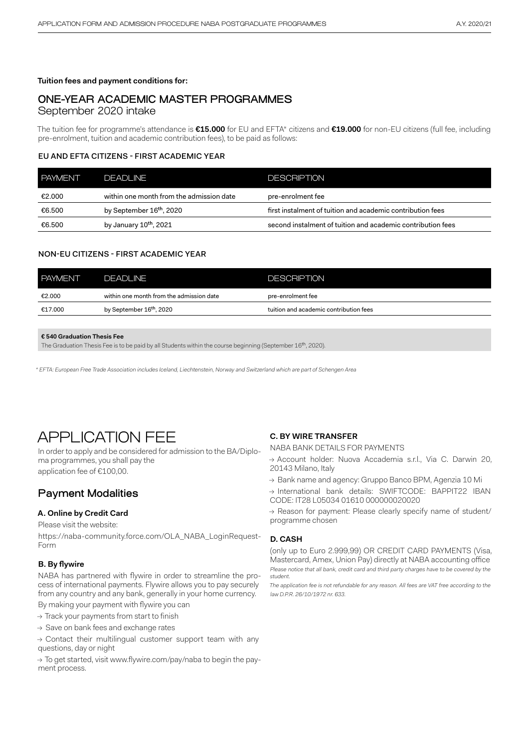**Tuition fees and payment conditions for:**

## ONE-YEAR ACADEMIC MASTER PROGRAMMES
September 2020 intake

The tuition fee for programme's attendance is **€15.000** for EU and EFTA* citizens and **€19.000** for non-EU citizens (full fee, including pre-enrolment, tuition and academic contribution fees), to be paid as follows:

### EU AND EFTA CITIZENS - FIRST ACADEMIC YEAR

| PAYMENT | DEADLINE | DESCRIPTION |
|---|---|---|
| €2.000 | within one month from the admission date | pre-enrolment fee |
| €6.500 | by September 16th, 2020 | first instalment of tuition and academic contribution fees |
| €6.500 | by January 10th, 2021 | second instalment of tuition and academic contribution fees |

### NON-EU CITIZENS - FIRST ACADEMIC YEAR

| PAYMENT | DEADLINE | DESCRIPTION |
|---|---|---|
| €2.000 | within one month from the admission date | pre-enrolment fee |
| €17.000 | by September 16th, 2020 | tuition and academic contribution fees |

**€ 540 Graduation Thesis Fee**
The Graduation Thesis Fee is to be paid by all Students within the course beginning (September 16th, 2020).

*\* EFTA: European Free Trade Association includes Iceland, Liechtenstein, Norway and Switzerland which are part of Schengen Area*

# APPLICATION FEE

In order to apply and be considered for admission to the BA/Diploma programmes, you shall pay the application fee of €100,00.

## Payment Modalities

### A. Online by Credit Card

Please visit the website:

https://naba-community.force.com/OLA_NABA_LoginRequestForm

### B. By flywire

NABA has partnered with flywire in order to streamline the process of international payments. Flywire allows you to pay securely from any country and any bank, generally in your home currency.

By making your payment with flywire you can

→ Track your payments from start to finish

→ Save on bank fees and exchange rates

→ Contact their multilingual customer support team with any questions, day or night

→ To get started, visit www.flywire.com/pay/naba to begin the payment process.

### C. BY WIRE TRANSFER

NABA BANK DETAILS FOR PAYMENTS

→ Account holder: Nuova Accademia s.r.l., Via C. Darwin 20, 20143 Milano, Italy

→ Bank name and agency: Gruppo Banco BPM, Agenzia 10 Mi

→ International bank details: SWIFTCODE: BAPPIT22 IBAN CODE: IT28 L05034 01610 000000020020

→ Reason for payment: Please clearly specify name of student/ programme chosen

### D. CASH

(only up to Euro 2.999,99) OR CREDIT CARD PAYMENTS (Visa, Mastercard, Amex, Union Pay) directly at NABA accounting office

*Please notice that all bank, credit card and third party charges have to be covered by the student.*

*The application fee is not refundable for any reason. All fees are VAT free according to the law D.P.R. 26/10/1972 nr. 633.*